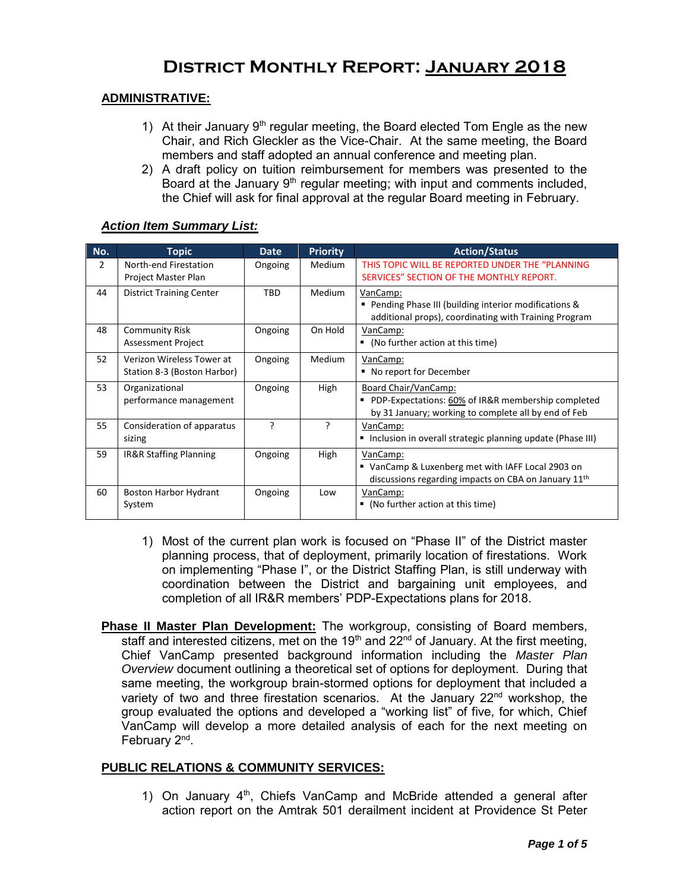# District Monthly Report: January 2018

## ADMINISTRATIVE:

1) At their January 9th regular meeting, the Board elected Tom Engle as the new Chair, and Rich Gleckler as the Vice-Chair. At the same meeting, the Board members and staff adopted an annual conference and meeting plan.
2) A draft policy on tuition reimbursement for members was presented to the Board at the January 9th regular meeting; with input and comments included, the Chief will ask for final approval at the regular Board meeting in February.

### *Action Item Summary List:*

| No. | Topic | Date | Priority | Action/Status |
|---|---|---|---|---|
| 2 | North-end Firestation Project Master Plan | Ongoing | Medium | THIS TOPIC WILL BE REPORTED UNDER THE "PLANNING SERVICES" SECTION OF THE MONTHLY REPORT. |
| 44 | District Training Center | TBD | Medium | VanCamp: ▪ Pending Phase III (building interior modifications & additional props), coordinating with Training Program |
| 48 | Community Risk Assessment Project | Ongoing | On Hold | VanCamp: ▪ (No further action at this time) |
| 52 | Verizon Wireless Tower at Station 8-3 (Boston Harbor) | Ongoing | Medium | VanCamp: ▪ No report for December |
| 53 | Organizational performance management | Ongoing | High | Board Chair/VanCamp: ▪ PDP-Expectations: 60% of IR&R membership completed by 31 January; working to complete all by end of Feb |
| 55 | Consideration of apparatus sizing | ? | ? | VanCamp: ▪ Inclusion in overall strategic planning update (Phase III) |
| 59 | IR&R Staffing Planning | Ongoing | High | VanCamp: ▪ VanCamp & Luxenberg met with IAFF Local 2903 on discussions regarding impacts on CBA on January 11th |
| 60 | Boston Harbor Hydrant System | Ongoing | Low | VanCamp: ▪ (No further action at this time) |

1) Most of the current plan work is focused on "Phase II" of the District master planning process, that of deployment, primarily location of firestations. Work on implementing "Phase I", or the District Staffing Plan, is still underway with coordination between the District and bargaining unit employees, and completion of all IR&R members' PDP-Expectations plans for 2018.

**Phase II Master Plan Development:** The workgroup, consisting of Board members, staff and interested citizens, met on the 19th and 22nd of January. At the first meeting, Chief VanCamp presented background information including the *Master Plan Overview* document outlining a theoretical set of options for deployment. During that same meeting, the workgroup brain-stormed options for deployment that included a variety of two and three firestation scenarios. At the January 22nd workshop, the group evaluated the options and developed a "working list" of five, for which, Chief VanCamp will develop a more detailed analysis of each for the next meeting on February 2nd.

## PUBLIC RELATIONS & COMMUNITY SERVICES:

1) On January 4th, Chiefs VanCamp and McBride attended a general after action report on the Amtrak 501 derailment incident at Providence St Peter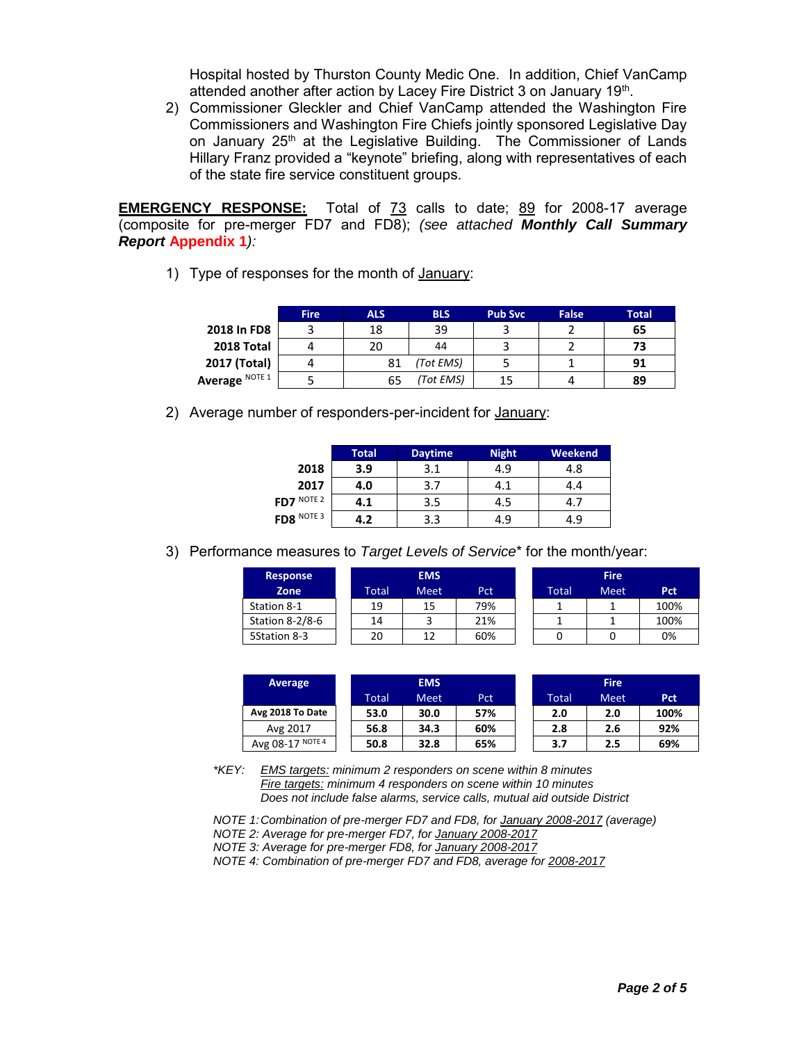Hospital hosted by Thurston County Medic One. In addition, Chief VanCamp attended another after action by Lacey Fire District 3 on January 19th.

2) Commissioner Gleckler and Chief VanCamp attended the Washington Fire Commissioners and Washington Fire Chiefs jointly sponsored Legislative Day on January 25th at the Legislative Building. The Commissioner of Lands Hillary Franz provided a "keynote" briefing, along with representatives of each of the state fire service constituent groups.

**EMERGENCY RESPONSE:** Total of 73 calls to date; 89 for 2008-17 average (composite for pre-merger FD7 and FD8); *(see attached* ***Monthly Call Summary Report*** **Appendix 1***):*

1) Type of responses for the month of January:

| | Fire | ALS | BLS | Pub Svc | False | Total |
|---|---|---|---|---|---|---|
| **2018 In FD8** | 3 | 18 | 39 | 3 | 2 | **65** |
| **2018 Total** | 4 | 20 | 44 | 3 | 2 | **73** |
| **2017 (Total)** | 4 | 81 | *(Tot EMS)* | 5 | 1 | **91** |
| **Average** NOTE 1 | 5 | 65 | *(Tot EMS)* | 15 | 4 | **89** |

2) Average number of responders-per-incident for January:

| | Total | Daytime | Night | Weekend |
|---|---|---|---|---|
| **2018** | **3.9** | 3.1 | 4.9 | 4.8 |
| **2017** | **4.0** | 3.7 | 4.1 | 4.4 |
| **FD7** NOTE 2 | **4.1** | 3.5 | 4.5 | 4.7 |
| **FD8** NOTE 3 | **4.2** | 3.3 | 4.9 | 4.9 |

3) Performance measures to *Target Levels of Service*\* for the month/year:

| Response Zone | EMS Total | EMS Meet | EMS Pct | Fire Total | Fire Meet | Fire Pct |
|---|---|---|---|---|---|---|
| Station 8-1 | 19 | 15 | 79% | 1 | 1 | 100% |
| Station 8-2/8-6 | 14 | 3 | 21% | 1 | 1 | 100% |
| 5Station 8-3 | 20 | 12 | 60% | 0 | 0 | 0% |

| Average | EMS Total | EMS Meet | EMS Pct | Fire Total | Fire Meet | Fire Pct |
|---|---|---|---|---|---|---|
| **Avg 2018 To Date** | **53.0** | **30.0** | **57%** | **2.0** | **2.0** | **100%** |
| Avg 2017 | **56.8** | **34.3** | **60%** | **2.8** | **2.6** | **92%** |
| Avg 08-17 NOTE 4 | **50.8** | **32.8** | **65%** | **3.7** | **2.5** | **69%** |

*\*KEY: EMS targets: minimum 2 responders on scene within 8 minutes*
*Fire targets: minimum 4 responders on scene within 10 minutes*
*Does not include false alarms, service calls, mutual aid outside District*

*NOTE 1: Combination of pre-merger FD7 and FD8, for January 2008-2017 (average)*
*NOTE 2: Average for pre-merger FD7, for January 2008-2017*
*NOTE 3: Average for pre-merger FD8, for January 2008-2017*
*NOTE 4: Combination of pre-merger FD7 and FD8, average for 2008-2017*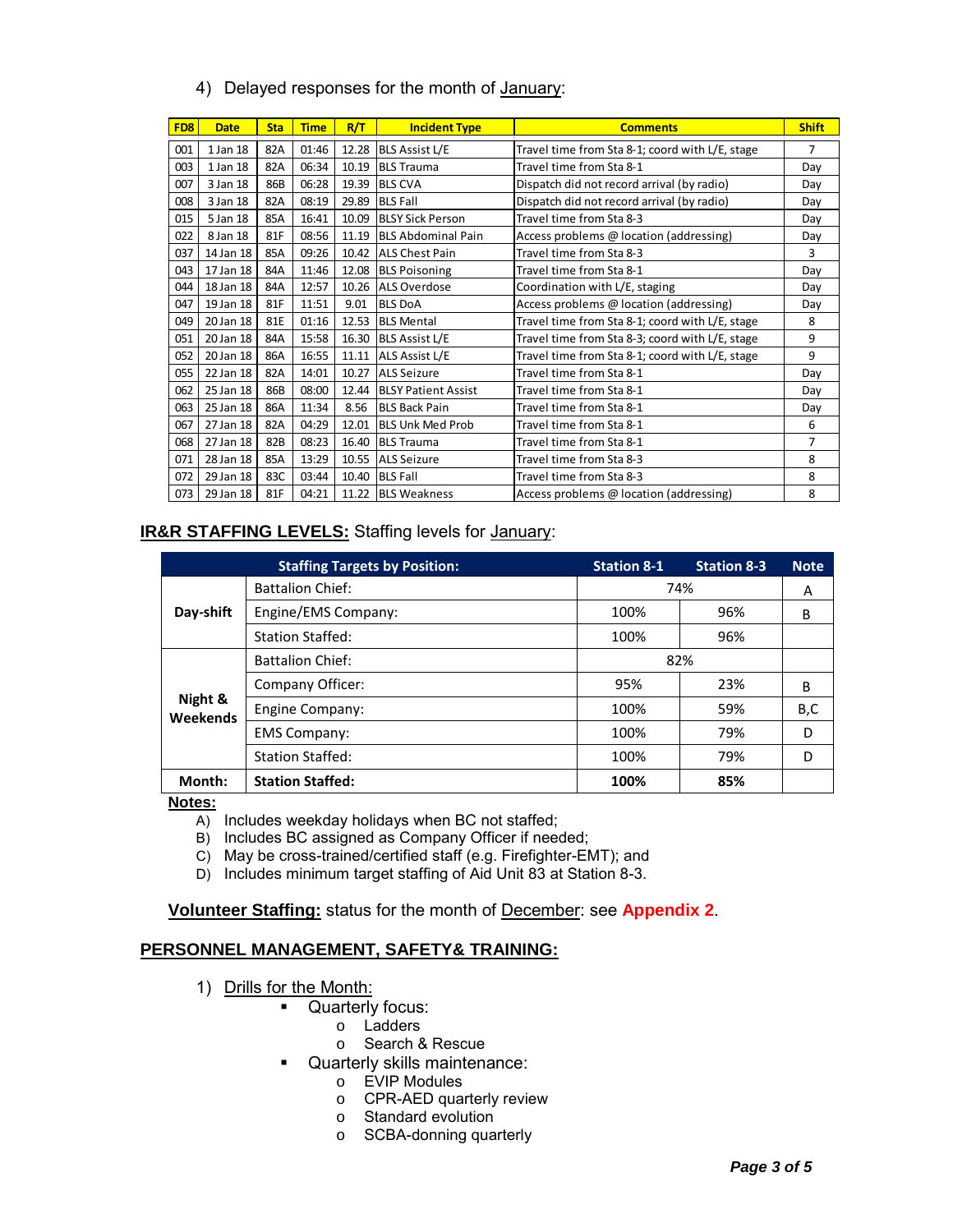4) Delayed responses for the month of January:

| FD8 | Date | Sta | Time | R/T | Incident Type | Comments | Shift |
|---|---|---|---|---|---|---|---|
| 001 | 1 Jan 18 | 82A | 01:46 | 12.28 | BLS Assist L/E | Travel time from Sta 8-1; coord with L/E, stage | 7 |
| 003 | 1 Jan 18 | 82A | 06:34 | 10.19 | BLS Trauma | Travel time from Sta 8-1 | Day |
| 007 | 3 Jan 18 | 86B | 06:28 | 19.39 | BLS CVA | Dispatch did not record arrival (by radio) | Day |
| 008 | 3 Jan 18 | 82A | 08:19 | 29.89 | BLS Fall | Dispatch did not record arrival (by radio) | Day |
| 015 | 5 Jan 18 | 85A | 16:41 | 10.09 | BLSY Sick Person | Travel time from Sta 8-3 | Day |
| 022 | 8 Jan 18 | 81F | 08:56 | 11.19 | BLS Abdominal Pain | Access problems @ location (addressing) | Day |
| 037 | 14 Jan 18 | 85A | 09:26 | 10.42 | ALS Chest Pain | Travel time from Sta 8-3 | 3 |
| 043 | 17 Jan 18 | 84A | 11:46 | 12.08 | BLS Poisoning | Travel time from Sta 8-1 | Day |
| 044 | 18 Jan 18 | 84A | 12:57 | 10.26 | ALS Overdose | Coordination with L/E, staging | Day |
| 047 | 19 Jan 18 | 81F | 11:51 | 9.01 | BLS DoA | Access problems @ location (addressing) | Day |
| 049 | 20 Jan 18 | 81E | 01:16 | 12.53 | BLS Mental | Travel time from Sta 8-1; coord with L/E, stage | 8 |
| 051 | 20 Jan 18 | 84A | 15:58 | 16.30 | BLS Assist L/E | Travel time from Sta 8-3; coord with L/E, stage | 9 |
| 052 | 20 Jan 18 | 86A | 16:55 | 11.11 | ALS Assist L/E | Travel time from Sta 8-1; coord with L/E, stage | 9 |
| 055 | 22 Jan 18 | 82A | 14:01 | 10.27 | ALS Seizure | Travel time from Sta 8-1 | Day |
| 062 | 25 Jan 18 | 86B | 08:00 | 12.44 | BLSY Patient Assist | Travel time from Sta 8-1 | Day |
| 063 | 25 Jan 18 | 86A | 11:34 | 8.56 | BLS Back Pain | Travel time from Sta 8-1 | Day |
| 067 | 27 Jan 18 | 82A | 04:29 | 12.01 | BLS Unk Med Prob | Travel time from Sta 8-1 | 6 |
| 068 | 27 Jan 18 | 82B | 08:23 | 16.40 | BLS Trauma | Travel time from Sta 8-1 | 7 |
| 071 | 28 Jan 18 | 85A | 13:29 | 10.55 | ALS Seizure | Travel time from Sta 8-3 | 8 |
| 072 | 29 Jan 18 | 83C | 03:44 | 10.40 | BLS Fall | Travel time from Sta 8-3 | 8 |
| 073 | 29 Jan 18 | 81F | 04:21 | 11.22 | BLS Weakness | Access problems @ location (addressing) | 8 |

**IR&R STAFFING LEVELS:** Staffing levels for January:

| | Staffing Targets by Position: | Station 8-1 | Station 8-3 | Note |
|---|---|---|---|---|
| Day-shift | Battalion Chief: | 74% | | A |
| | Engine/EMS Company: | 100% | 96% | B |
| | Station Staffed: | 100% | 96% | |
| Night & Weekends | Battalion Chief: | 82% | | |
| | Company Officer: | 95% | 23% | B |
| | Engine Company: | 100% | 59% | B,C |
| | EMS Company: | 100% | 79% | D |
| | Station Staffed: | 100% | 79% | D |
| Month: | **Station Staffed:** | **100%** | **85%** | |

**Notes:**

A) Includes weekday holidays when BC not staffed;
B) Includes BC assigned as Company Officer if needed;
C) May be cross-trained/certified staff (e.g. Firefighter-EMT); and
D) Includes minimum target staffing of Aid Unit 83 at Station 8-3.

**Volunteer Staffing:** status for the month of December: see **Appendix 2**.

## PERSONNEL MANAGEMENT, SAFETY& TRAINING:

1) Drills for the Month:
   - Quarterly focus:
     - Ladders
     - Search & Rescue
   - Quarterly skills maintenance:
     - EVIP Modules
     - CPR-AED quarterly review
     - Standard evolution
     - SCBA-donning quarterly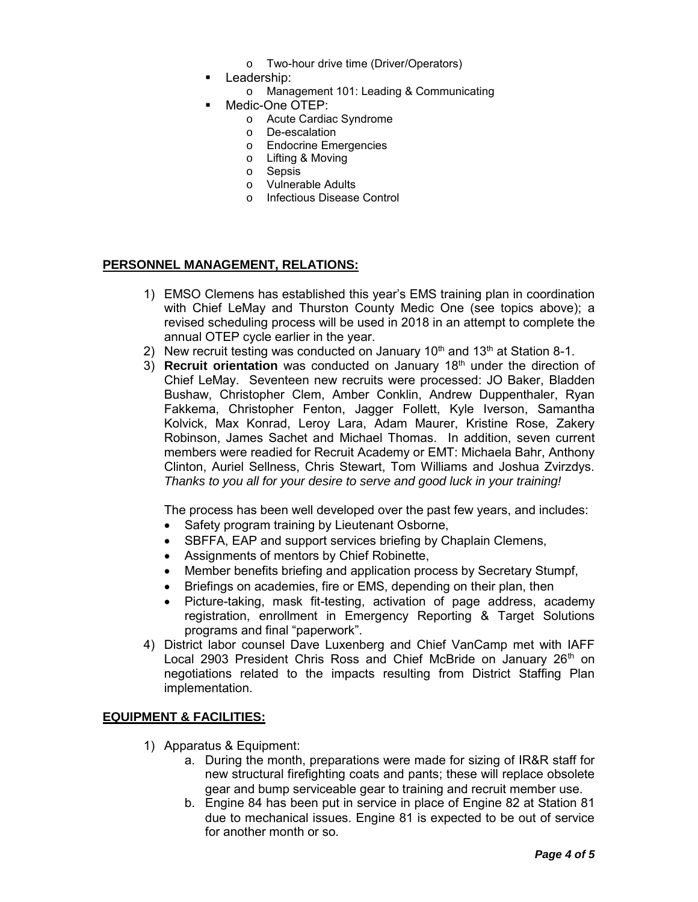- Two-hour drive time (Driver/Operators)
  - Leadership:
    - Management 101: Leading & Communicating
  - Medic-One OTEP:
    - Acute Cardiac Syndrome
    - De-escalation
    - Endocrine Emergencies
    - Lifting & Moving
    - Sepsis
    - Vulnerable Adults
    - Infectious Disease Control

## PERSONNEL MANAGEMENT, RELATIONS:

1) EMSO Clemens has established this year's EMS training plan in coordination with Chief LeMay and Thurston County Medic One (see topics above); a revised scheduling process will be used in 2018 in an attempt to complete the annual OTEP cycle earlier in the year.
2) New recruit testing was conducted on January 10th and 13th at Station 8-1.
3) **Recruit orientation** was conducted on January 18th under the direction of Chief LeMay. Seventeen new recruits were processed: JO Baker, Bladden Bushaw, Christopher Clem, Amber Conklin, Andrew Duppenthaler, Ryan Fakkema, Christopher Fenton, Jagger Follett, Kyle Iverson, Samantha Kolvick, Max Konrad, Leroy Lara, Adam Maurer, Kristine Rose, Zakery Robinson, James Sachet and Michael Thomas. In addition, seven current members were readied for Recruit Academy or EMT: Michaela Bahr, Anthony Clinton, Auriel Sellness, Chris Stewart, Tom Williams and Joshua Zvirzdys. *Thanks to you all for your desire to serve and good luck in your training!*

   The process has been well developed over the past few years, and includes:
   - Safety program training by Lieutenant Osborne,
   - SBFFA, EAP and support services briefing by Chaplain Clemens,
   - Assignments of mentors by Chief Robinette,
   - Member benefits briefing and application process by Secretary Stumpf,
   - Briefings on academies, fire or EMS, depending on their plan, then
   - Picture-taking, mask fit-testing, activation of page address, academy registration, enrollment in Emergency Reporting & Target Solutions programs and final "paperwork".
4) District labor counsel Dave Luxenberg and Chief VanCamp met with IAFF Local 2903 President Chris Ross and Chief McBride on January 26th on negotiations related to the impacts resulting from District Staffing Plan implementation.

## EQUIPMENT & FACILITIES:

1) Apparatus & Equipment:
   a. During the month, preparations were made for sizing of IR&R staff for new structural firefighting coats and pants; these will replace obsolete gear and bump serviceable gear to training and recruit member use.
   b. Engine 84 has been put in service in place of Engine 82 at Station 81 due to mechanical issues. Engine 81 is expected to be out of service for another month or so.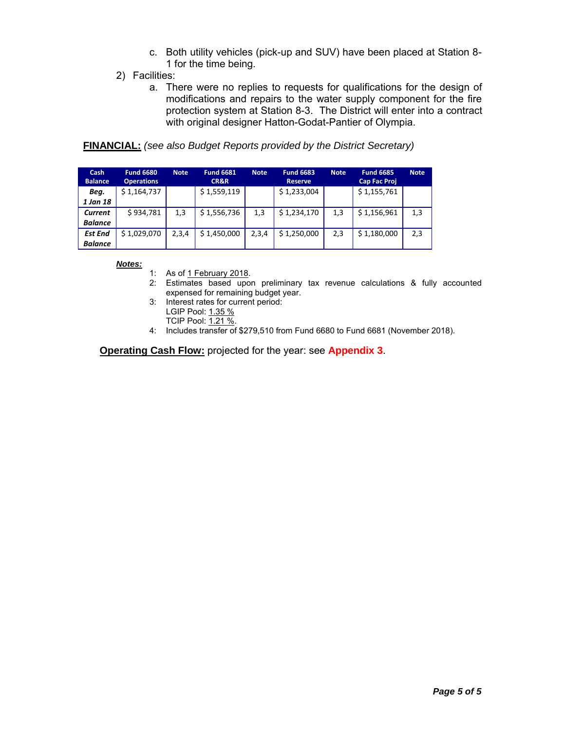c. Both utility vehicles (pick-up and SUV) have been placed at Station 8-1 for the time being.

2) Facilities:

a. There were no replies to requests for qualifications for the design of modifications and repairs to the water supply component for the fire protection system at Station 8-3. The District will enter into a contract with original designer Hatton-Godat-Pantier of Olympia.

**FINANCIAL:** *(see also Budget Reports provided by the District Secretary)*

| Cash Balance | Fund 6680 Operations | Note | Fund 6681 CR&R | Note | Fund 6683 Reserve | Note | Fund 6685 Cap Fac Proj | Note |
|---|---|---|---|---|---|---|---|---|
| ***Beg. 1 Jan 18*** | $ 1,164,737 | | $ 1,559,119 | | $ 1,233,004 | | $ 1,155,761 | |
| ***Current Balance*** | $ 934,781 | 1,3 | $ 1,556,736 | 1,3 | $ 1,234,170 | 1,3 | $ 1,156,961 | 1,3 |
| ***Est End Balance*** | $ 1,029,070 | 2,3,4 | $ 1,450,000 | 2,3,4 | $ 1,250,000 | 2,3 | $ 1,180,000 | 2,3 |

***Notes:***

1: As of 1 February 2018.
2: Estimates based upon preliminary tax revenue calculations & fully accounted expensed for remaining budget year.
3: Interest rates for current period:
LGIP Pool: 1.35 %
TCIP Pool: 1.21 %.
4: Includes transfer of $279,510 from Fund 6680 to Fund 6681 (November 2018).

**Operating Cash Flow:** projected for the year: see **Appendix 3**.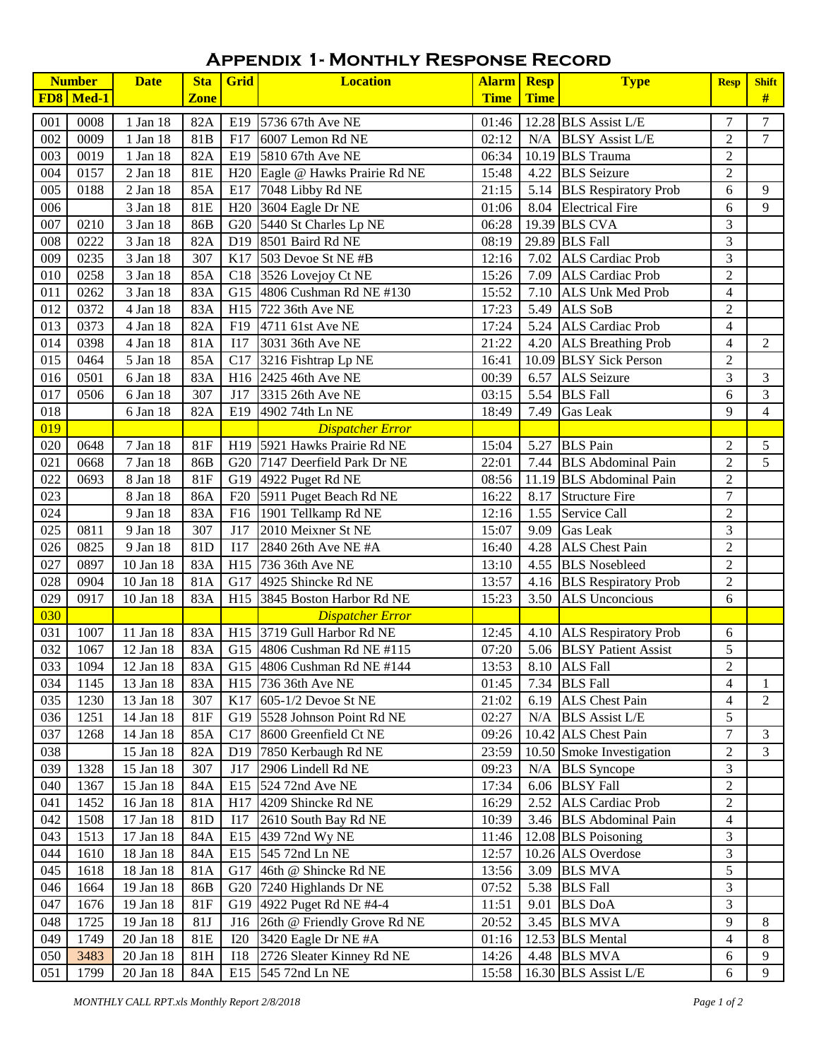# Appendix 1- Monthly Response Record

| Number | | Date | Sta | Grid | Location | Alarm | Resp | Type | Resp | Shift |
|---|---|---|---|---|---|---|---|---|---|---|
| FD8 | Med-1 | | Zone | | | Time | Time | | | # |
| 001 | 0008 | 1 Jan 18 | 82A | E19 | 5736 67th Ave NE | 01:46 | 12.28 | BLS Assist L/E | 7 | 7 |
| 002 | 0009 | 1 Jan 18 | 81B | F17 | 6007 Lemon Rd NE | 02:12 | N/A | BLSY Assist L/E | 2 | 7 |
| 003 | 0019 | 1 Jan 18 | 82A | E19 | 5810 67th Ave NE | 06:34 | 10.19 | BLS Trauma | 2 | |
| 004 | 0157 | 2 Jan 18 | 81E | H20 | Eagle @ Hawks Prairie Rd NE | 15:48 | 4.22 | BLS Seizure | 2 | |
| 005 | 0188 | 2 Jan 18 | 85A | E17 | 7048 Libby Rd NE | 21:15 | 5.14 | BLS Respiratory Prob | 6 | 9 |
| 006 | | 3 Jan 18 | 81E | H20 | 3604 Eagle Dr NE | 01:06 | 8.04 | Electrical Fire | 6 | 9 |
| 007 | 0210 | 3 Jan 18 | 86B | G20 | 5440 St Charles Lp NE | 06:28 | 19.39 | BLS CVA | 3 | |
| 008 | 0222 | 3 Jan 18 | 82A | D19 | 8501 Baird Rd NE | 08:19 | 29.89 | BLS Fall | 3 | |
| 009 | 0235 | 3 Jan 18 | 307 | K17 | 503 Devoe St NE #B | 12:16 | 7.02 | ALS Cardiac Prob | 3 | |
| 010 | 0258 | 3 Jan 18 | 85A | C18 | 3526 Lovejoy Ct NE | 15:26 | 7.09 | ALS Cardiac Prob | 2 | |
| 011 | 0262 | 3 Jan 18 | 83A | G15 | 4806 Cushman Rd NE #130 | 15:52 | 7.10 | ALS Unk Med Prob | 4 | |
| 012 | 0372 | 4 Jan 18 | 83A | H15 | 722 36th Ave NE | 17:23 | 5.49 | ALS SoB | 2 | |
| 013 | 0373 | 4 Jan 18 | 82A | F19 | 4711 61st Ave NE | 17:24 | 5.24 | ALS Cardiac Prob | 4 | |
| 014 | 0398 | 4 Jan 18 | 81A | I17 | 3031 36th Ave NE | 21:22 | 4.20 | ALS Breathing Prob | 4 | 2 |
| 015 | 0464 | 5 Jan 18 | 85A | C17 | 3216 Fishtrap Lp NE | 16:41 | 10.09 | BLSY Sick Person | 2 | |
| 016 | 0501 | 6 Jan 18 | 83A | H16 | 2425 46th Ave NE | 00:39 | 6.57 | ALS Seizure | 3 | 3 |
| 017 | 0506 | 6 Jan 18 | 307 | J17 | 3315 26th Ave NE | 03:15 | 5.54 | BLS Fall | 6 | 3 |
| 018 | | 6 Jan 18 | 82A | E19 | 4902 74th Ln NE | 18:49 | 7.49 | Gas Leak | 9 | 4 |
| 019 | | | | | *Dispatcher Error* | | | | | |
| 020 | 0648 | 7 Jan 18 | 81F | H19 | 5921 Hawks Prairie Rd NE | 15:04 | 5.27 | BLS Pain | 2 | 5 |
| 021 | 0668 | 7 Jan 18 | 86B | G20 | 7147 Deerfield Park Dr NE | 22:01 | 7.44 | BLS Abdominal Pain | 2 | 5 |
| 022 | 0693 | 8 Jan 18 | 81F | G19 | 4922 Puget Rd NE | 08:56 | 11.19 | BLS Abdominal Pain | 2 | |
| 023 | | 8 Jan 18 | 86A | F20 | 5911 Puget Beach Rd NE | 16:22 | 8.17 | Structure Fire | 7 | |
| 024 | | 9 Jan 18 | 83A | F16 | 1901 Tellkamp Rd NE | 12:16 | 1.55 | Service Call | 2 | |
| 025 | 0811 | 9 Jan 18 | 307 | J17 | 2010 Meixner St NE | 15:07 | 9.09 | Gas Leak | 3 | |
| 026 | 0825 | 9 Jan 18 | 81D | I17 | 2840 26th Ave NE #A | 16:40 | 4.28 | ALS Chest Pain | 2 | |
| 027 | 0897 | 10 Jan 18 | 83A | H15 | 736 36th Ave NE | 13:10 | 4.55 | BLS Nosebleed | 2 | |
| 028 | 0904 | 10 Jan 18 | 81A | G17 | 4925 Shincke Rd NE | 13:57 | 4.16 | BLS Respiratory Prob | 2 | |
| 029 | 0917 | 10 Jan 18 | 83A | H15 | 3845 Boston Harbor Rd NE | 15:23 | 3.50 | ALS Unconcious | 6 | |
| 030 | | | | | *Dispatcher Error* | | | | | |
| 031 | 1007 | 11 Jan 18 | 83A | H15 | 3719 Gull Harbor Rd NE | 12:45 | 4.10 | ALS Respiratory Prob | 6 | |
| 032 | 1067 | 12 Jan 18 | 83A | G15 | 4806 Cushman Rd NE #115 | 07:20 | 5.06 | BLSY Patient Assist | 5 | |
| 033 | 1094 | 12 Jan 18 | 83A | G15 | 4806 Cushman Rd NE #144 | 13:53 | 8.10 | ALS Fall | 2 | |
| 034 | 1145 | 13 Jan 18 | 83A | H15 | 736 36th Ave NE | 01:45 | 7.34 | BLS Fall | 4 | 1 |
| 035 | 1230 | 13 Jan 18 | 307 | K17 | 605-1/2 Devoe St NE | 21:02 | 6.19 | ALS Chest Pain | 4 | 2 |
| 036 | 1251 | 14 Jan 18 | 81F | G19 | 5528 Johnson Point Rd NE | 02:27 | N/A | BLS Assist L/E | 5 | |
| 037 | 1268 | 14 Jan 18 | 85A | C17 | 8600 Greenfield Ct NE | 09:26 | 10.42 | ALS Chest Pain | 7 | 3 |
| 038 | | 15 Jan 18 | 82A | D19 | 7850 Kerbaugh Rd NE | 23:59 | 10.50 | Smoke Investigation | 2 | 3 |
| 039 | 1328 | 15 Jan 18 | 307 | J17 | 2906 Lindell Rd NE | 09:23 | N/A | BLS Syncope | 3 | |
| 040 | 1367 | 15 Jan 18 | 84A | E15 | 524 72nd Ave NE | 17:34 | 6.06 | BLSY Fall | 2 | |
| 041 | 1452 | 16 Jan 18 | 81A | H17 | 4209 Shincke Rd NE | 16:29 | 2.52 | ALS Cardiac Prob | 2 | |
| 042 | 1508 | 17 Jan 18 | 81D | I17 | 2610 South Bay Rd NE | 10:39 | 3.46 | BLS Abdominal Pain | 4 | |
| 043 | 1513 | 17 Jan 18 | 84A | E15 | 439 72nd Wy NE | 11:46 | 12.08 | BLS Poisoning | 3 | |
| 044 | 1610 | 18 Jan 18 | 84A | E15 | 545 72nd Ln NE | 12:57 | 10.26 | ALS Overdose | 3 | |
| 045 | 1618 | 18 Jan 18 | 81A | G17 | 46th @ Shincke Rd NE | 13:56 | 3.09 | BLS MVA | 5 | |
| 046 | 1664 | 19 Jan 18 | 86B | G20 | 7240 Highlands Dr NE | 07:52 | 5.38 | BLS Fall | 3 | |
| 047 | 1676 | 19 Jan 18 | 81F | G19 | 4922 Puget Rd NE #4-4 | 11:51 | 9.01 | BLS DoA | 3 | |
| 048 | 1725 | 19 Jan 18 | 81J | J16 | 26th @ Friendly Grove Rd NE | 20:52 | 3.45 | BLS MVA | 9 | 8 |
| 049 | 1749 | 20 Jan 18 | 81E | I20 | 3420 Eagle Dr NE #A | 01:16 | 12.53 | BLS Mental | 4 | 8 |
| 050 | 3483 | 20 Jan 18 | 81H | I18 | 2726 Sleater Kinney Rd NE | 14:26 | 4.48 | BLS MVA | 6 | 9 |
| 051 | 1799 | 20 Jan 18 | 84A | E15 | 545 72nd Ln NE | 15:58 | 16.30 | BLS Assist L/E | 6 | 9 |

*MONTHLY CALL RPT.xls Monthly Report 2/8/2018*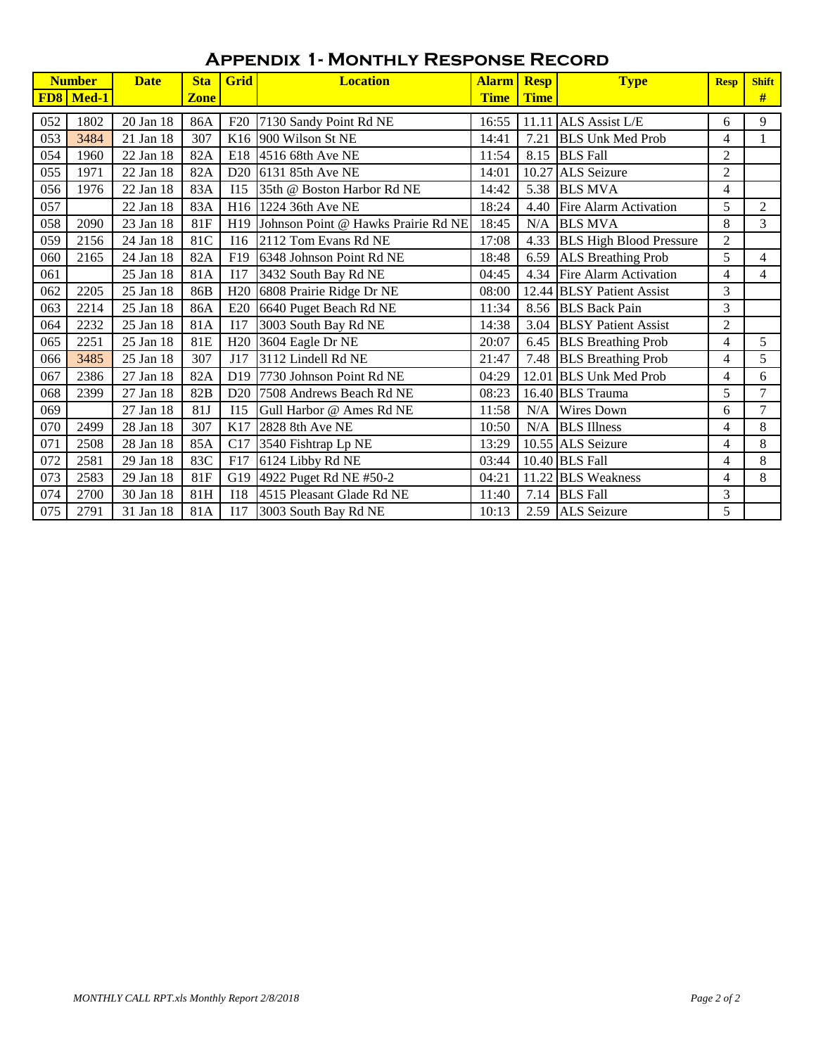# Appendix 1- Monthly Response Record

| Number | | Date | Sta | Grid | Location | Alarm | Resp | Type | Resp | Shift |
|---|---|---|---|---|---|---|---|---|---|---|
| FD8 | Med-1 | | Zone | | | Time | Time | | | # |
| 052 | 1802 | 20 Jan 18 | 86A | F20 | 7130 Sandy Point Rd NE | 16:55 | 11.11 | ALS Assist L/E | 6 | 9 |
| 053 | 3484 | 21 Jan 18 | 307 | K16 | 900 Wilson St NE | 14:41 | 7.21 | BLS Unk Med Prob | 4 | 1 |
| 054 | 1960 | 22 Jan 18 | 82A | E18 | 4516 68th Ave NE | 11:54 | 8.15 | BLS Fall | 2 | |
| 055 | 1971 | 22 Jan 18 | 82A | D20 | 6131 85th Ave NE | 14:01 | 10.27 | ALS Seizure | 2 | |
| 056 | 1976 | 22 Jan 18 | 83A | I15 | 35th @ Boston Harbor Rd NE | 14:42 | 5.38 | BLS MVA | 4 | |
| 057 | | 22 Jan 18 | 83A | H16 | 1224 36th Ave NE | 18:24 | 4.40 | Fire Alarm Activation | 5 | 2 |
| 058 | 2090 | 23 Jan 18 | 81F | H19 | Johnson Point @ Hawks Prairie Rd NE | 18:45 | N/A | BLS MVA | 8 | 3 |
| 059 | 2156 | 24 Jan 18 | 81C | I16 | 2112 Tom Evans Rd NE | 17:08 | 4.33 | BLS High Blood Pressure | 2 | |
| 060 | 2165 | 24 Jan 18 | 82A | F19 | 6348 Johnson Point Rd NE | 18:48 | 6.59 | ALS Breathing Prob | 5 | 4 |
| 061 | | 25 Jan 18 | 81A | I17 | 3432 South Bay Rd NE | 04:45 | 4.34 | Fire Alarm Activation | 4 | 4 |
| 062 | 2205 | 25 Jan 18 | 86B | H20 | 6808 Prairie Ridge Dr NE | 08:00 | 12.44 | BLSY Patient Assist | 3 | |
| 063 | 2214 | 25 Jan 18 | 86A | E20 | 6640 Puget Beach Rd NE | 11:34 | 8.56 | BLS Back Pain | 3 | |
| 064 | 2232 | 25 Jan 18 | 81A | I17 | 3003 South Bay Rd NE | 14:38 | 3.04 | BLSY Patient Assist | 2 | |
| 065 | 2251 | 25 Jan 18 | 81E | H20 | 3604 Eagle Dr NE | 20:07 | 6.45 | BLS Breathing Prob | 4 | 5 |
| 066 | 3485 | 25 Jan 18 | 307 | J17 | 3112 Lindell Rd NE | 21:47 | 7.48 | BLS Breathing Prob | 4 | 5 |
| 067 | 2386 | 27 Jan 18 | 82A | D19 | 7730 Johnson Point Rd NE | 04:29 | 12.01 | BLS Unk Med Prob | 4 | 6 |
| 068 | 2399 | 27 Jan 18 | 82B | D20 | 7508 Andrews Beach Rd NE | 08:23 | 16.40 | BLS Trauma | 5 | 7 |
| 069 | | 27 Jan 18 | 81J | I15 | Gull Harbor @ Ames Rd NE | 11:58 | N/A | Wires Down | 6 | 7 |
| 070 | 2499 | 28 Jan 18 | 307 | K17 | 2828 8th Ave NE | 10:50 | N/A | BLS Illness | 4 | 8 |
| 071 | 2508 | 28 Jan 18 | 85A | C17 | 3540 Fishtrap Lp NE | 13:29 | 10.55 | ALS Seizure | 4 | 8 |
| 072 | 2581 | 29 Jan 18 | 83C | F17 | 6124 Libby Rd NE | 03:44 | 10.40 | BLS Fall | 4 | 8 |
| 073 | 2583 | 29 Jan 18 | 81F | G19 | 4922 Puget Rd NE #50-2 | 04:21 | 11.22 | BLS Weakness | 4 | 8 |
| 074 | 2700 | 30 Jan 18 | 81H | I18 | 4515 Pleasant Glade Rd NE | 11:40 | 7.14 | BLS Fall | 3 | |
| 075 | 2791 | 31 Jan 18 | 81A | I17 | 3003 South Bay Rd NE | 10:13 | 2.59 | ALS Seizure | 5 | |

*MONTHLY CALL RPT.xls Monthly Report 2/8/2018*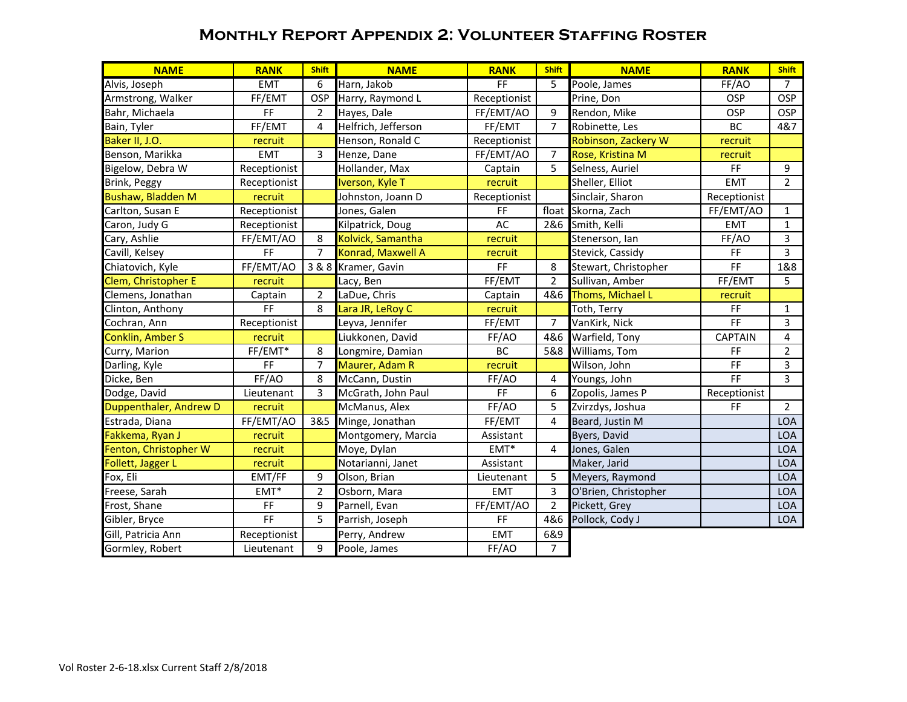# Monthly Report Appendix 2: Volunteer Staffing Roster

| NAME | RANK | Shift | NAME | RANK | Shift | NAME | RANK | Shift |
|---|---|---|---|---|---|---|---|---|
| Alvis, Joseph | EMT | 6 | Harn, Jakob | FF | 5 | Poole, James | FF/AO | 7 |
| Armstrong, Walker | FF/EMT | OSP | Harry, Raymond L | Receptionist | | Prine, Don | OSP | OSP |
| Bahr, Michaela | FF | 2 | Hayes, Dale | FF/EMT/AO | 9 | Rendon, Mike | OSP | OSP |
| Bain, Tyler | FF/EMT | 4 | Helfrich, Jefferson | FF/EMT | 7 | Robinette, Les | BC | 4&7 |
| Baker II, J.O. | recruit | | Henson, Ronald C | Receptionist | | Robinson, Zackery W | recruit | |
| Benson, Marikka | EMT | 3 | Henze, Dane | FF/EMT/AO | 7 | Rose, Kristina M | recruit | |
| Bigelow, Debra W | Receptionist | | Hollander, Max | Captain | 5 | Selness, Auriel | FF | 9 |
| Brink, Peggy | Receptionist | | Iverson, Kyle T | recruit | | Sheller, Elliot | EMT | 2 |
| Bushaw, Bladden M | recruit | | Johnston, Joann D | Receptionist | | Sinclair, Sharon | Receptionist | |
| Carlton, Susan E | Receptionist | | Jones, Galen | FF | float | Skorna, Zach | FF/EMT/AO | 1 |
| Caron, Judy G | Receptionist | | Kilpatrick, Doug | AC | 2&6 | Smith, Kelli | EMT | 1 |
| Cary, Ashlie | FF/EMT/AO | 8 | Kolvick, Samantha | recruit | | Stenerson, Ian | FF/AO | 3 |
| Cavill, Kelsey | FF | 7 | Konrad, Maxwell A | recruit | | Stevick, Cassidy | FF | 3 |
| Chiatovich, Kyle | FF/EMT/AO | 3 & 8 | Kramer, Gavin | FF | 8 | Stewart, Christopher | FF | 1&8 |
| Clem, Christopher E | recruit | | Lacy, Ben | FF/EMT | 2 | Sullivan, Amber | FF/EMT | 5 |
| Clemens, Jonathan | Captain | 2 | LaDue, Chris | Captain | 4&6 | Thoms, Michael L | recruit | |
| Clinton, Anthony | FF | 8 | Lara JR, LeRoy C | recruit | | Toth, Terry | FF | 1 |
| Cochran, Ann | Receptionist | | Leyva, Jennifer | FF/EMT | 7 | VanKirk, Nick | FF | 3 |
| Conklin, Amber S | recruit | | Liukkonen, David | FF/AO | 4&6 | Warfield, Tony | CAPTAIN | 4 |
| Curry, Marion | FF/EMT* | 8 | Longmire, Damian | BC | 5&8 | Williams, Tom | FF | 2 |
| Darling, Kyle | FF | 7 | Maurer, Adam R | recruit | | Wilson, John | FF | 3 |
| Dicke, Ben | FF/AO | 8 | McCann, Dustin | FF/AO | 4 | Youngs, John | FF | 3 |
| Dodge, David | Lieutenant | 3 | McGrath, John Paul | FF | 6 | Zopolis, James P | Receptionist | |
| Duppenthaler, Andrew D | recruit | | McManus, Alex | FF/AO | 5 | Zvirzdys, Joshua | FF | 2 |
| Estrada, Diana | FF/EMT/AO | 3&5 | Minge, Jonathan | FF/EMT | 4 | Beard, Justin M | | LOA |
| Fakkema, Ryan J | recruit | | Montgomery, Marcia | Assistant | | Byers, David | | LOA |
| Fenton, Christopher W | recruit | | Moye, Dylan | EMT* | 4 | Jones, Galen | | LOA |
| Follett, Jagger L | recruit | | Notarianni, Janet | Assistant | | Maker, Jarid | | LOA |
| Fox, Eli | EMT/FF | 9 | Olson, Brian | Lieutenant | 5 | Meyers, Raymond | | LOA |
| Freese, Sarah | EMT* | 2 | Osborn, Mara | EMT | 3 | O'Brien, Christopher | | LOA |
| Frost, Shane | FF | 9 | Parnell, Evan | FF/EMT/AO | 2 | Pickett, Grey | | LOA |
| Gibler, Bryce | FF | 5 | Parrish, Joseph | FF | 4&6 | Pollock, Cody J | | LOA |
| Gill, Patricia Ann | Receptionist | | Perry, Andrew | EMT | 6&9 | | | |
| Gormley, Robert | Lieutenant | 9 | Poole, James | FF/AO | 7 | | | |

Vol Roster 2-6-18.xlsx Current Staff 2/8/2018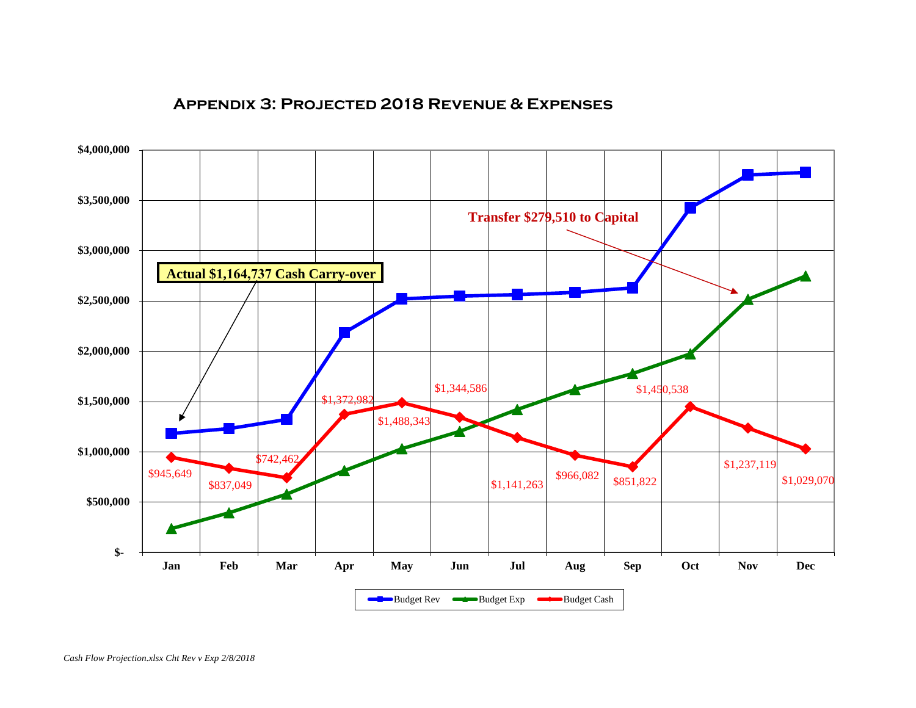# Appendix 3: Projected 2018 Revenue & Expenses

$4,000,000
$3,500,000
$3,000,000
$2,500,000
$2,000,000
$1,500,000
$1,000,000
$500,000
$-

Jan Feb Mar Apr May Jun Jul Aug Sep Oct Nov Dec

**Actual $1,164,737 Cash Carry-over**

**Transfer $279,510 to Capital**

$945,649
$837,049
$742,462
$1,372,982
$1,488,343
$1,344,586
$1,141,263
$966,082
$851,822
$1,450,538
$1,237,119
$1,029,070

Budget Rev
Budget Exp
Budget Cash

*Cash Flow Projection.xlsx Cht Rev v Exp 2/8/2018*